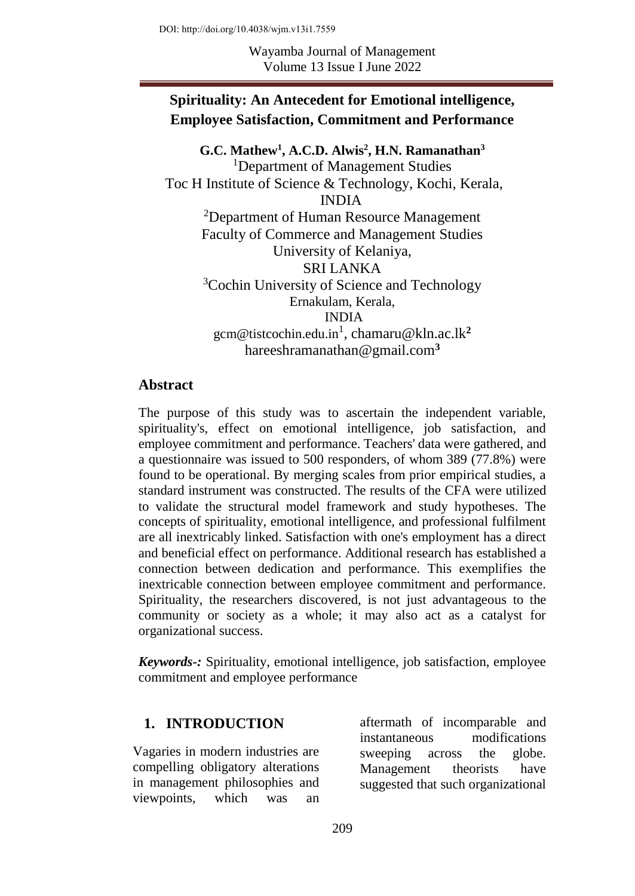DOI: http://doi.org/10.4038/wjm.v13i1.7559

Wayamba Journal of Management
Volume 13 Issue I June 2022

# Spirituality: An Antecedent for Emotional intelligence, Employee Satisfaction, Commitment and Performance

**G.C. Mathew[1], A.C.D. Alwis[2], H.N. Ramanathan[3]**

[1]Department of Management Studies
Toc H Institute of Science & Technology, Kochi, Kerala, INDIA

[2]Department of Human Resource Management
Faculty of Commerce and Management Studies
University of Kelaniya,
SRI LANKA

[3]Cochin University of Science and Technology
Ernakulam, Kerala,
INDIA

gcm@tistcochin.edu.in[1], chamaru@kln.ac.lk[2]
hareeshramanathan@gmail.com[3]

## Abstract

The purpose of this study was to ascertain the independent variable, spirituality's, effect on emotional intelligence, job satisfaction, and employee commitment and performance. Teachers' data were gathered, and a questionnaire was issued to 500 responders, of whom 389 (77.8%) were found to be operational. By merging scales from prior empirical studies, a standard instrument was constructed. The results of the CFA were utilized to validate the structural model framework and study hypotheses. The concepts of spirituality, emotional intelligence, and professional fulfilment are all inextricably linked. Satisfaction with one's employment has a direct and beneficial effect on performance. Additional research has established a connection between dedication and performance. This exemplifies the inextricable connection between employee commitment and performance. Spirituality, the researchers discovered, is not just advantageous to the community or society as a whole; it may also act as a catalyst for organizational success.

***Keywords-:*** Spirituality, emotional intelligence, job satisfaction, employee commitment and employee performance

## 1. INTRODUCTION

Vagaries in modern industries are compelling obligatory alterations in management philosophies and viewpoints, which was an aftermath of incomparable and instantaneous modifications sweeping across the globe. Management theorists have suggested that such organizational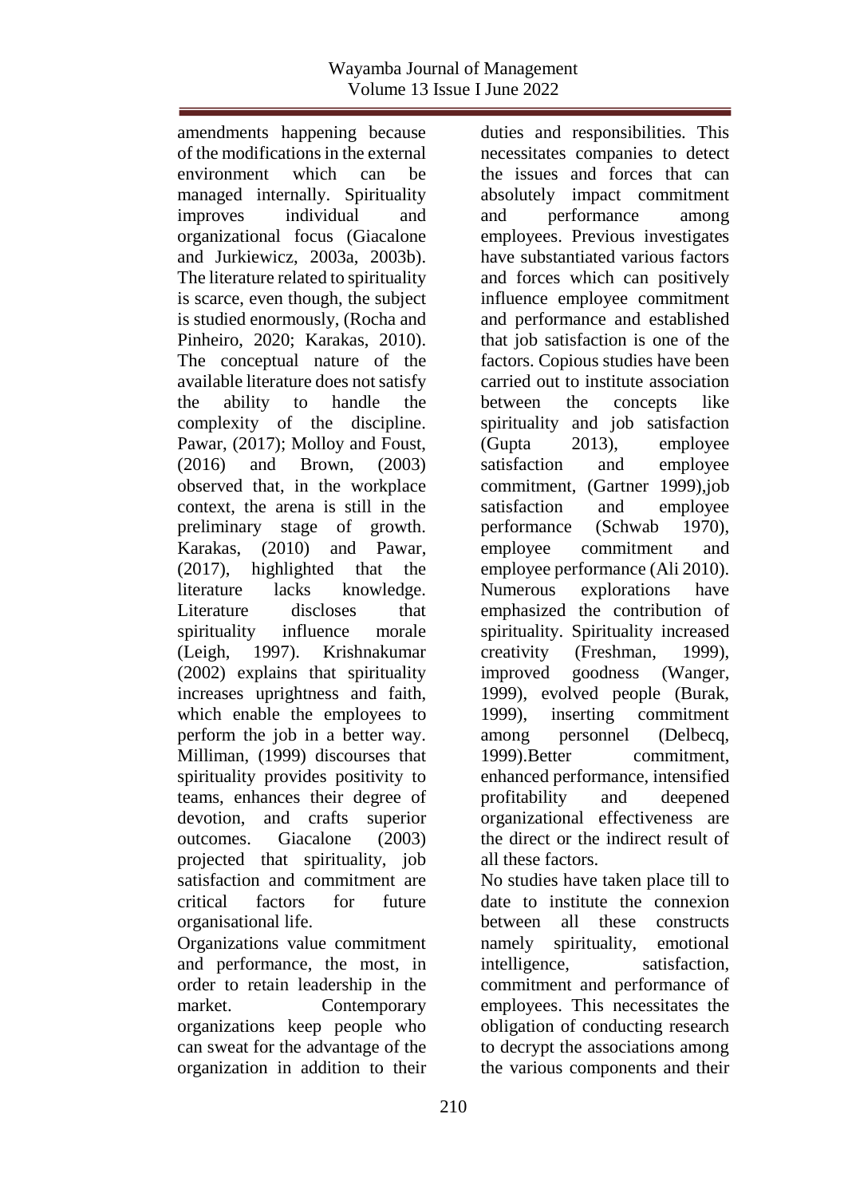amendments happening because of the modifications in the external environment which can be managed internally. Spirituality improves individual and organizational focus (Giacalone and Jurkiewicz, 2003a, 2003b). The literature related to spirituality is scarce, even though, the subject is studied enormously, (Rocha and Pinheiro, 2020; Karakas, 2010). The conceptual nature of the available literature does not satisfy the ability to handle the complexity of the discipline. Pawar, (2017); Molloy and Foust, (2016) and Brown, (2003) observed that, in the workplace context, the arena is still in the preliminary stage of growth. Karakas, (2010) and Pawar, (2017), highlighted that the literature lacks knowledge. Literature discloses that spirituality influence morale (Leigh, 1997). Krishnakumar (2002) explains that spirituality increases uprightness and faith, which enable the employees to perform the job in a better way. Milliman, (1999) discourses that spirituality provides positivity to teams, enhances their degree of devotion, and crafts superior outcomes. Giacalone (2003) projected that spirituality, job satisfaction and commitment are critical factors for future organisational life.

Organizations value commitment and performance, the most, in order to retain leadership in the market. Contemporary organizations keep people who can sweat for the advantage of the organization in addition to their duties and responsibilities. This necessitates companies to detect the issues and forces that can absolutely impact commitment and performance among employees. Previous investigates have substantiated various factors and forces which can positively influence employee commitment and performance and established that job satisfaction is one of the factors. Copious studies have been carried out to institute association between the concepts like spirituality and job satisfaction (Gupta 2013), employee satisfaction and employee commitment, (Gartner 1999),job satisfaction and employee performance (Schwab 1970), employee commitment and employee performance (Ali 2010). Numerous explorations have emphasized the contribution of spirituality. Spirituality increased creativity (Freshman, 1999), improved goodness (Wanger, 1999), evolved people (Burak, 1999), inserting commitment among personnel (Delbecq, 1999).Better commitment, enhanced performance, intensified profitability and deepened organizational effectiveness are the direct or the indirect result of all these factors.

No studies have taken place till to date to institute the connexion between all these constructs namely spirituality, emotional intelligence, satisfaction, commitment and performance of employees. This necessitates the obligation of conducting research to decrypt the associations among the various components and their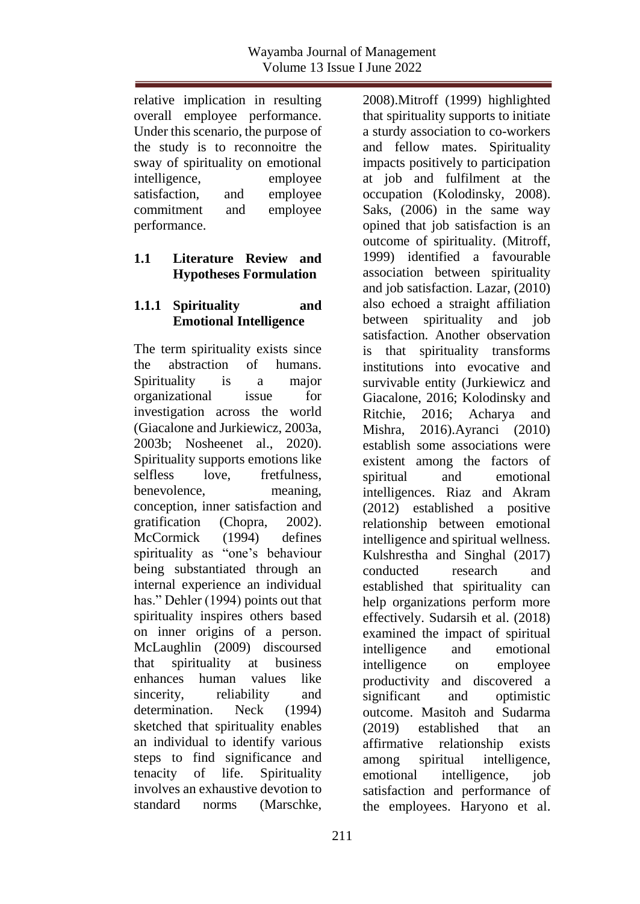relative implication in resulting overall employee performance. Under this scenario, the purpose of the study is to reconnoitre the sway of spirituality on emotional intelligence, employee satisfaction, and employee commitment and employee performance.

## 1.1 Literature Review and Hypotheses Formulation

### 1.1.1 Spirituality and Emotional Intelligence

The term spirituality exists since the abstraction of humans. Spirituality is a major organizational issue for investigation across the world (Giacalone and Jurkiewicz, 2003a, 2003b; Nosheenet al., 2020). Spirituality supports emotions like selfless love, fretfulness, benevolence, meaning, conception, inner satisfaction and gratification (Chopra, 2002). McCormick (1994) defines spirituality as "one's behaviour being substantiated through an internal experience an individual has." Dehler (1994) points out that spirituality inspires others based on inner origins of a person. McLaughlin (2009) discoursed that spirituality at business enhances human values like sincerity, reliability and determination. Neck (1994) sketched that spirituality enables an individual to identify various steps to find significance and tenacity of life. Spirituality involves an exhaustive devotion to standard norms (Marschke, 2008).Mitroff (1999) highlighted that spirituality supports to initiate a sturdy association to co-workers and fellow mates. Spirituality impacts positively to participation at job and fulfilment at the occupation (Kolodinsky, 2008). Saks, (2006) in the same way opined that job satisfaction is an outcome of spirituality. (Mitroff, 1999) identified a favourable association between spirituality and job satisfaction. Lazar, (2010) also echoed a straight affiliation between spirituality and job satisfaction. Another observation is that spirituality transforms institutions into evocative and survivable entity (Jurkiewicz and Giacalone, 2016; Kolodinsky and Ritchie, 2016; Acharya and Mishra, 2016).Ayranci (2010) establish some associations were existent among the factors of spiritual and emotional intelligences. Riaz and Akram (2012) established a positive relationship between emotional intelligence and spiritual wellness. Kulshrestha and Singhal (2017) conducted research and established that spirituality can help organizations perform more effectively. Sudarsih et al. (2018) examined the impact of spiritual intelligence and emotional intelligence on employee productivity and discovered a significant and optimistic outcome. Masitoh and Sudarma (2019) established that an affirmative relationship exists among spiritual intelligence, emotional intelligence, job satisfaction and performance of the employees. Haryono et al.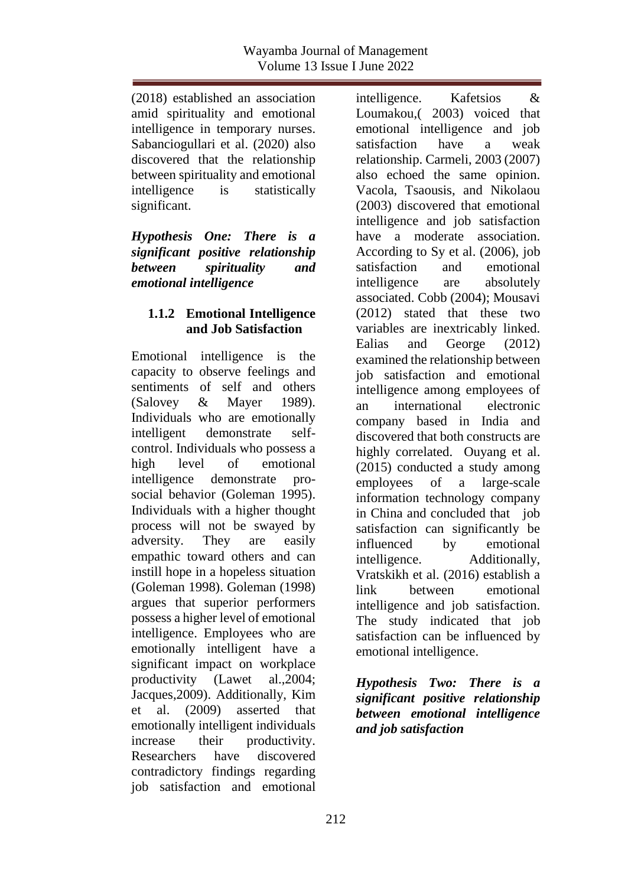(2018) established an association amid spirituality and emotional intelligence in temporary nurses. Sabanciogullari et al. (2020) also discovered that the relationship between spirituality and emotional intelligence is statistically significant.

***Hypothesis One: There is a significant positive relationship between spirituality and emotional intelligence***

### 1.1.2 Emotional Intelligence and Job Satisfaction

Emotional intelligence is the capacity to observe feelings and sentiments of self and others (Salovey & Mayer 1989). Individuals who are emotionally intelligent demonstrate self-control. Individuals who possess a high level of emotional intelligence demonstrate pro-social behavior (Goleman 1995). Individuals with a higher thought process will not be swayed by adversity. They are easily empathic toward others and can instill hope in a hopeless situation (Goleman 1998). Goleman (1998) argues that superior performers possess a higher level of emotional intelligence. Employees who are emotionally intelligent have a significant impact on workplace productivity (Lawet al.,2004; Jacques,2009). Additionally, Kim et al. (2009) asserted that emotionally intelligent individuals increase their productivity. Researchers have discovered contradictory findings regarding job satisfaction and emotional intelligence. Kafetsios & Loumakou,( 2003) voiced that emotional intelligence and job satisfaction have a weak relationship. Carmeli, 2003 (2007) also echoed the same opinion. Vacola, Tsaousis, and Nikolaou (2003) discovered that emotional intelligence and job satisfaction have a moderate association. According to Sy et al. (2006), job satisfaction and emotional intelligence are absolutely associated. Cobb (2004); Mousavi (2012) stated that these two variables are inextricably linked. Ealias and George (2012) examined the relationship between job satisfaction and emotional intelligence among employees of an international electronic company based in India and discovered that both constructs are highly correlated. Ouyang et al. (2015) conducted a study among employees of a large-scale information technology company in China and concluded that job satisfaction can significantly be influenced by emotional intelligence. Additionally, Vratskikh et al. (2016) establish a link between emotional intelligence and job satisfaction. The study indicated that job satisfaction can be influenced by emotional intelligence.

***Hypothesis Two: There is a significant positive relationship between emotional intelligence and job satisfaction***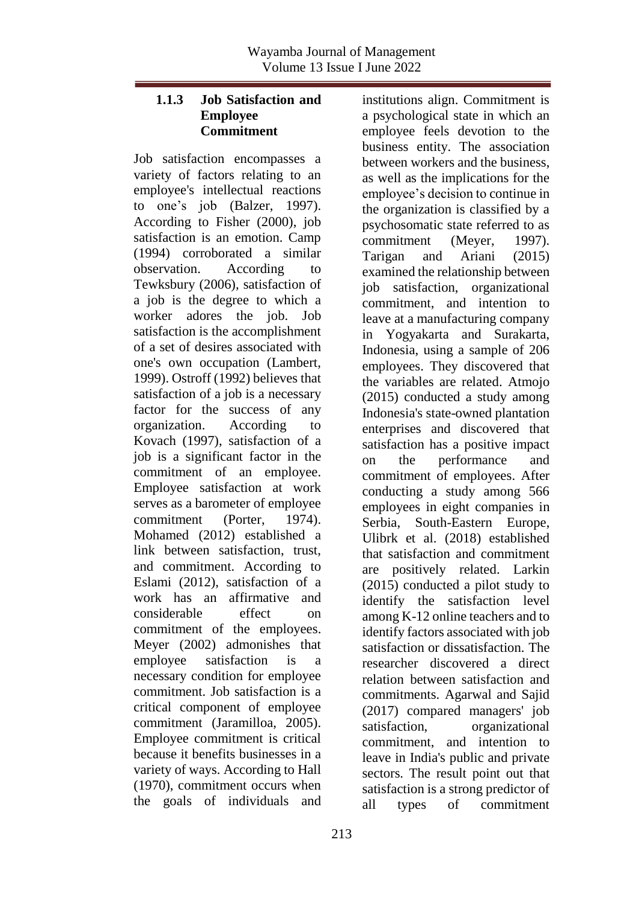### 1.1.3 Job Satisfaction and Employee Commitment

Job satisfaction encompasses a variety of factors relating to an employee's intellectual reactions to one's job (Balzer, 1997). According to Fisher (2000), job satisfaction is an emotion. Camp (1994) corroborated a similar observation. According to Tewksbury (2006), satisfaction of a job is the degree to which a worker adores the job. Job satisfaction is the accomplishment of a set of desires associated with one's own occupation (Lambert, 1999). Ostroff (1992) believes that satisfaction of a job is a necessary factor for the success of any organization. According to Kovach (1997), satisfaction of a job is a significant factor in the commitment of an employee. Employee satisfaction at work serves as a barometer of employee commitment (Porter, 1974). Mohamed (2012) established a link between satisfaction, trust, and commitment. According to Eslami (2012), satisfaction of a work has an affirmative and considerable effect on commitment of the employees. Meyer (2002) admonishes that employee satisfaction is a necessary condition for employee commitment. Job satisfaction is a critical component of employee commitment (Jaramilloa, 2005). Employee commitment is critical because it benefits businesses in a variety of ways. According to Hall (1970), commitment occurs when the goals of individuals and institutions align. Commitment is a psychological state in which an employee feels devotion to the business entity. The association between workers and the business, as well as the implications for the employee's decision to continue in the organization is classified by a psychosomatic state referred to as commitment (Meyer, 1997). Tarigan and Ariani (2015) examined the relationship between job satisfaction, organizational commitment, and intention to leave at a manufacturing company in Yogyakarta and Surakarta, Indonesia, using a sample of 206 employees. They discovered that the variables are related. Atmojo (2015) conducted a study among Indonesia's state-owned plantation enterprises and discovered that satisfaction has a positive impact on the performance and commitment of employees. After conducting a study among 566 employees in eight companies in Serbia, South-Eastern Europe, Ulibrk et al. (2018) established that satisfaction and commitment are positively related. Larkin (2015) conducted a pilot study to identify the satisfaction level among K-12 online teachers and to identify factors associated with job satisfaction or dissatisfaction. The researcher discovered a direct relation between satisfaction and commitments. Agarwal and Sajid (2017) compared managers' job satisfaction, organizational commitment, and intention to leave in India's public and private sectors. The result point out that satisfaction is a strong predictor of all types of commitment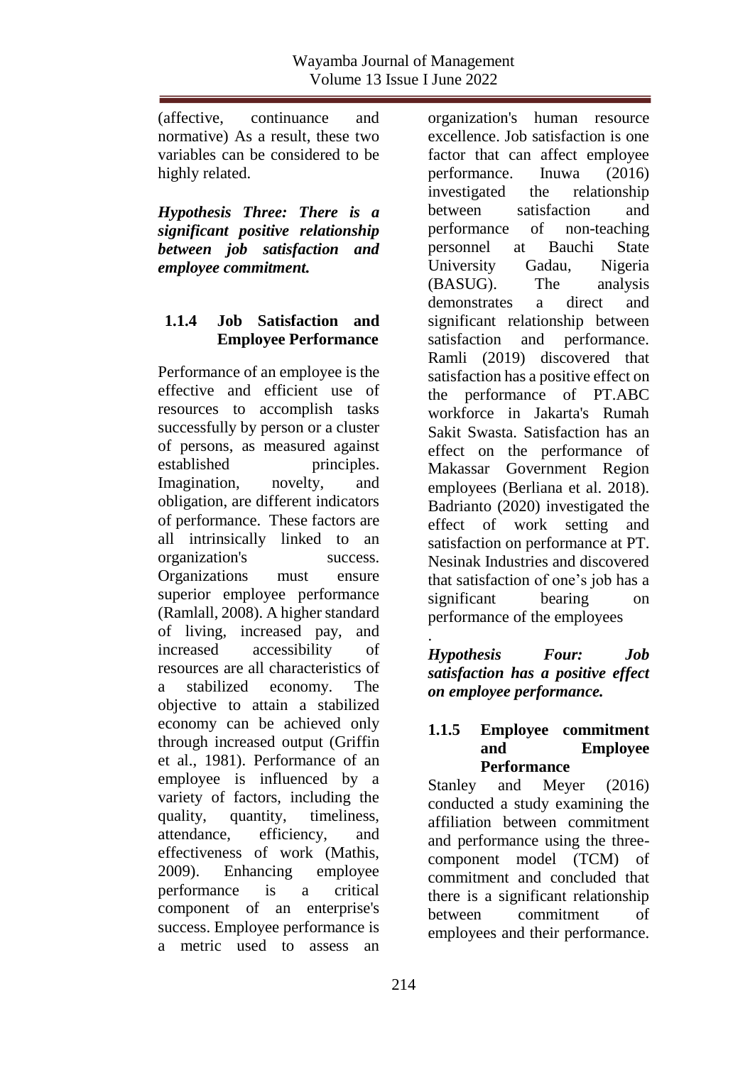(affective, continuance and normative) As a result, these two variables can be considered to be highly related.

***Hypothesis Three: There is a significant positive relationship between job satisfaction and employee commitment.***

### 1.1.4 Job Satisfaction and Employee Performance

Performance of an employee is the effective and efficient use of resources to accomplish tasks successfully by person or a cluster of persons, as measured against established principles. Imagination, novelty, and obligation, are different indicators of performance. These factors are all intrinsically linked to an organization's success. Organizations must ensure superior employee performance (Ramlall, 2008). A higher standard of living, increased pay, and increased accessibility of resources are all characteristics of a stabilized economy. The objective to attain a stabilized economy can be achieved only through increased output (Griffin et al., 1981). Performance of an employee is influenced by a variety of factors, including the quality, quantity, timeliness, attendance, efficiency, and effectiveness of work (Mathis, 2009). Enhancing employee performance is a critical component of an enterprise's success. Employee performance is a metric used to assess an organization's human resource excellence. Job satisfaction is one factor that can affect employee performance. Inuwa (2016) investigated the relationship between satisfaction and performance of non-teaching personnel at Bauchi State University Gadau, Nigeria (BASUG). The analysis demonstrates a direct and significant relationship between satisfaction and performance. Ramli (2019) discovered that satisfaction has a positive effect on the performance of PT.ABC workforce in Jakarta's Rumah Sakit Swasta. Satisfaction has an effect on the performance of Makassar Government Region employees (Berliana et al. 2018). Badrianto (2020) investigated the effect of work setting and satisfaction on performance at PT. Nesinak Industries and discovered that satisfaction of one's job has a significant bearing on performance of the employees

.

***Hypothesis Four: Job satisfaction has a positive effect on employee performance.***

### 1.1.5 Employee commitment and Employee Performance

Stanley and Meyer (2016) conducted a study examining the affiliation between commitment and performance using the three-component model (TCM) of commitment and concluded that there is a significant relationship between commitment of employees and their performance.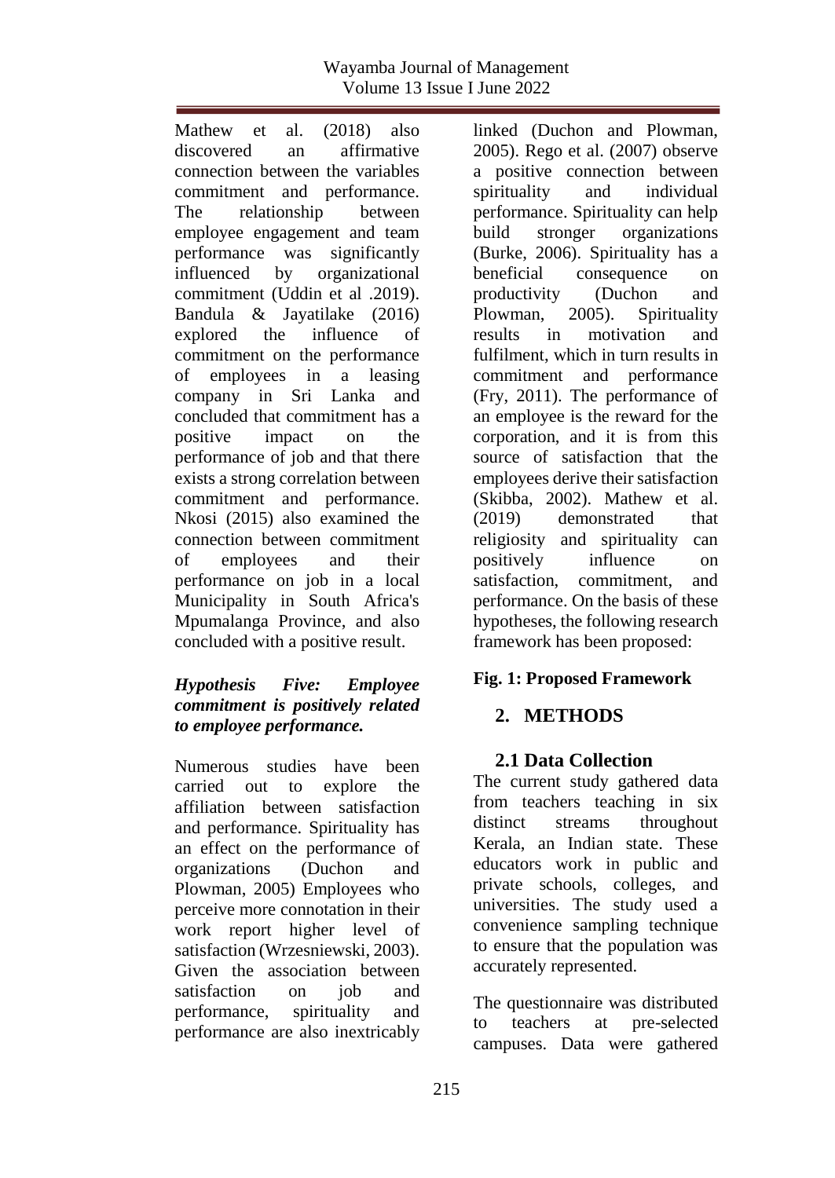Mathew et al. (2018) also discovered an affirmative connection between the variables commitment and performance. The relationship between employee engagement and team performance was significantly influenced by organizational commitment (Uddin et al .2019). Bandula & Jayatilake (2016) explored the influence of commitment on the performance of employees in a leasing company in Sri Lanka and concluded that commitment has a positive impact on the performance of job and that there exists a strong correlation between commitment and performance. Nkosi (2015) also examined the connection between commitment of employees and their performance on job in a local Municipality in South Africa's Mpumalanga Province, and also concluded with a positive result.

***Hypothesis Five: Employee commitment is positively related to employee performance.***

Numerous studies have been carried out to explore the affiliation between satisfaction and performance. Spirituality has an effect on the performance of organizations (Duchon and Plowman, 2005) Employees who perceive more connotation in their work report higher level of satisfaction (Wrzesniewski, 2003). Given the association between satisfaction on job and performance, spirituality and performance are also inextricably linked (Duchon and Plowman, 2005). Rego et al. (2007) observe a positive connection between spirituality and individual performance. Spirituality can help build stronger organizations (Burke, 2006). Spirituality has a beneficial consequence on productivity (Duchon and Plowman, 2005). Spirituality results in motivation and fulfilment, which in turn results in commitment and performance (Fry, 2011). The performance of an employee is the reward for the corporation, and it is from this source of satisfaction that the employees derive their satisfaction (Skibba, 2002). Mathew et al. (2019) demonstrated that religiosity and spirituality can positively influence on satisfaction, commitment, and performance. On the basis of these hypotheses, the following research framework has been proposed:

**Fig. 1: Proposed Framework**

## 2. METHODS

### 2.1 Data Collection

The current study gathered data from teachers teaching in six distinct streams throughout Kerala, an Indian state. These educators work in public and private schools, colleges, and universities. The study used a convenience sampling technique to ensure that the population was accurately represented.

The questionnaire was distributed to teachers at pre-selected campuses. Data were gathered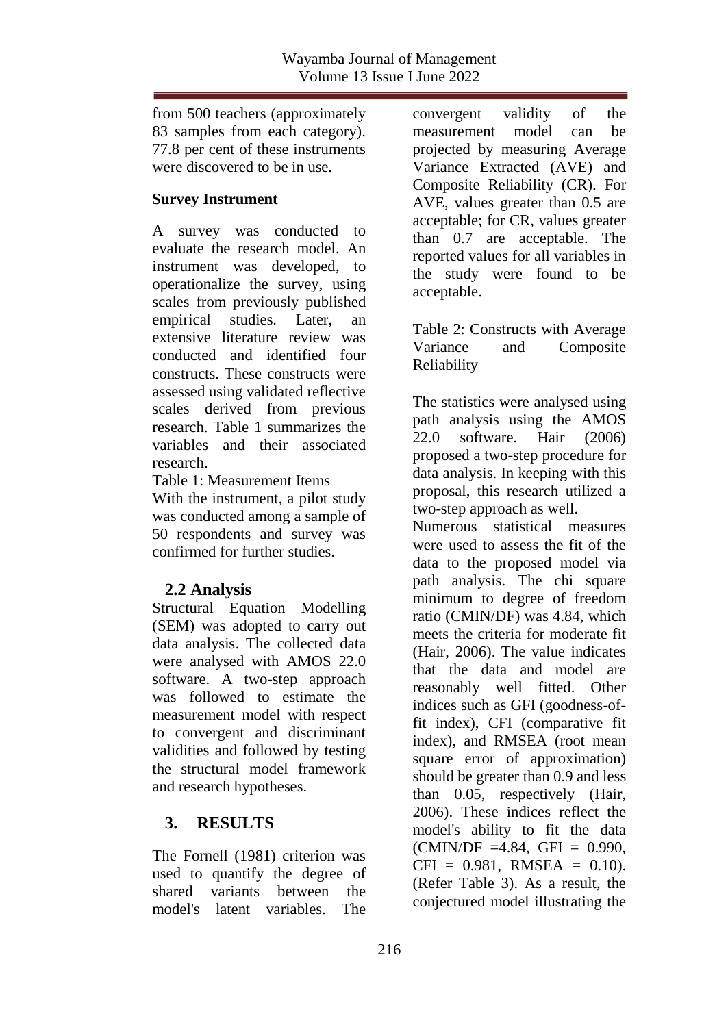from 500 teachers (approximately 83 samples from each category). 77.8 per cent of these instruments were discovered to be in use.

**Survey Instrument**

A survey was conducted to evaluate the research model. An instrument was developed, to operationalize the survey, using scales from previously published empirical studies. Later, an extensive literature review was conducted and identified four constructs. These constructs were assessed using validated reflective scales derived from previous research. Table 1 summarizes the variables and their associated research.

Table 1: Measurement Items

With the instrument, a pilot study was conducted among a sample of 50 respondents and survey was confirmed for further studies.

## 2.2 Analysis

Structural Equation Modelling (SEM) was adopted to carry out data analysis. The collected data were analysed with AMOS 22.0 software. A two-step approach was followed to estimate the measurement model with respect to convergent and discriminant validities and followed by testing the structural model framework and research hypotheses.

# 3. RESULTS

The Fornell (1981) criterion was used to quantify the degree of shared variants between the model's latent variables. The convergent validity of the measurement model can be projected by measuring Average Variance Extracted (AVE) and Composite Reliability (CR). For AVE, values greater than 0.5 are acceptable; for CR, values greater than 0.7 are acceptable. The reported values for all variables in the study were found to be acceptable.

Table 2: Constructs with Average Variance and Composite Reliability

The statistics were analysed using path analysis using the AMOS 22.0 software. Hair (2006) proposed a two-step procedure for data analysis. In keeping with this proposal, this research utilized a two-step approach as well.

Numerous statistical measures were used to assess the fit of the data to the proposed model via path analysis. The chi square minimum to degree of freedom ratio (CMIN/DF) was 4.84, which meets the criteria for moderate fit (Hair, 2006). The value indicates that the data and model are reasonably well fitted. Other indices such as GFI (goodness-of-fit index), CFI (comparative fit index), and RMSEA (root mean square error of approximation) should be greater than 0.9 and less than 0.05, respectively (Hair, 2006). These indices reflect the model's ability to fit the data (CMIN/DF =4.84, GFI = 0.990, CFI = 0.981, RMSEA = 0.10). (Refer Table 3). As a result, the conjectured model illustrating the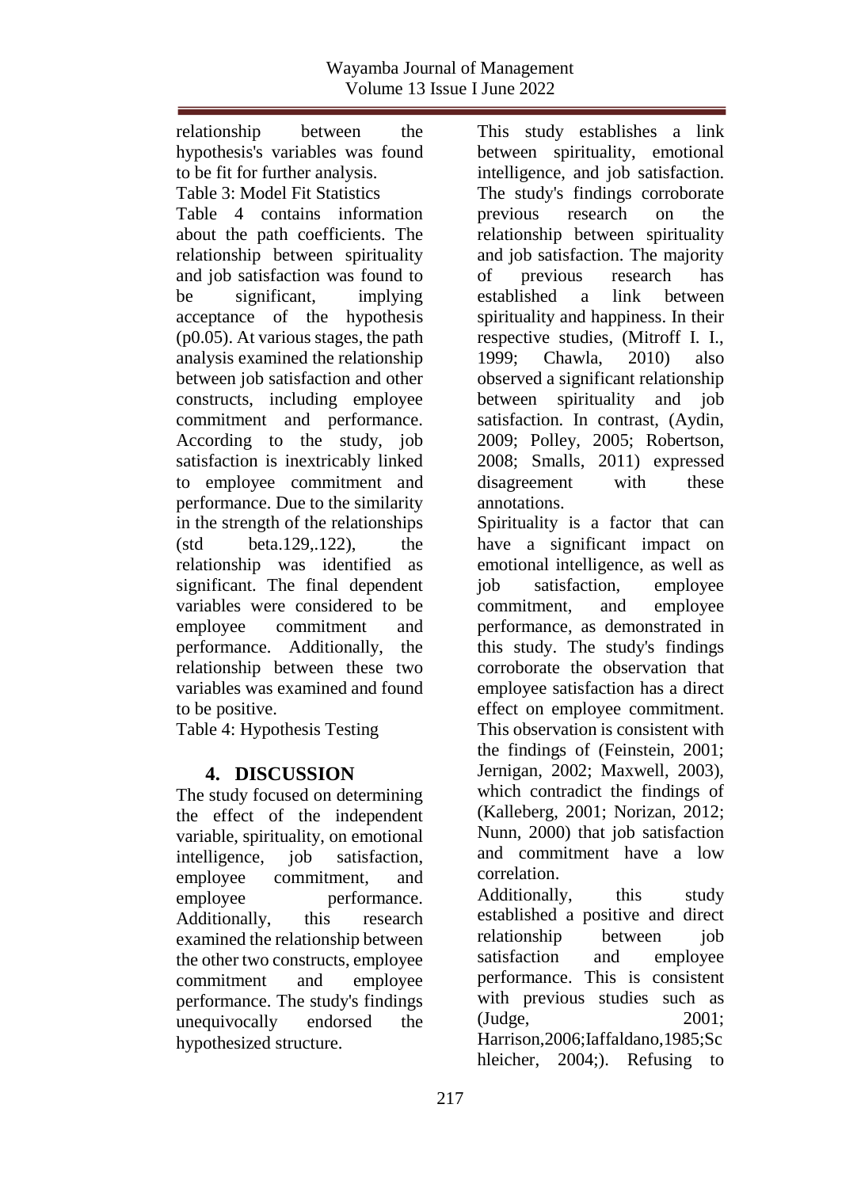relationship between the hypothesis's variables was found to be fit for further analysis.

Table 3: Model Fit Statistics

Table 4 contains information about the path coefficients. The relationship between spirituality and job satisfaction was found to be significant, implying acceptance of the hypothesis (p0.05). At various stages, the path analysis examined the relationship between job satisfaction and other constructs, including employee commitment and performance. According to the study, job satisfaction is inextricably linked to employee commitment and performance. Due to the similarity in the strength of the relationships (std beta.129,.122), the relationship was identified as significant. The final dependent variables were considered to be employee commitment and performance. Additionally, the relationship between these two variables was examined and found to be positive.

Table 4: Hypothesis Testing

## 4. DISCUSSION

The study focused on determining the effect of the independent variable, spirituality, on emotional intelligence, job satisfaction, employee commitment, and employee performance. Additionally, this research examined the relationship between the other two constructs, employee commitment and employee performance. The study's findings unequivocally endorsed the hypothesized structure.

This study establishes a link between spirituality, emotional intelligence, and job satisfaction. The study's findings corroborate previous research on the relationship between spirituality and job satisfaction. The majority of previous research has established a link between spirituality and happiness. In their respective studies, (Mitroff I. I., 1999; Chawla, 2010) also observed a significant relationship between spirituality and job satisfaction. In contrast, (Aydin, 2009; Polley, 2005; Robertson, 2008; Smalls, 2011) expressed disagreement with these annotations.

Spirituality is a factor that can have a significant impact on emotional intelligence, as well as job satisfaction, employee commitment, and employee performance, as demonstrated in this study. The study's findings corroborate the observation that employee satisfaction has a direct effect on employee commitment. This observation is consistent with the findings of (Feinstein, 2001; Jernigan, 2002; Maxwell, 2003), which contradict the findings of (Kalleberg, 2001; Norizan, 2012; Nunn, 2000) that job satisfaction and commitment have a low correlation.

Additionally, this study established a positive and direct relationship between job satisfaction and employee performance. This is consistent with previous studies such as (Judge, 2001; Harrison,2006;Iaffaldano,1985;Schleicher, 2004;). Refusing to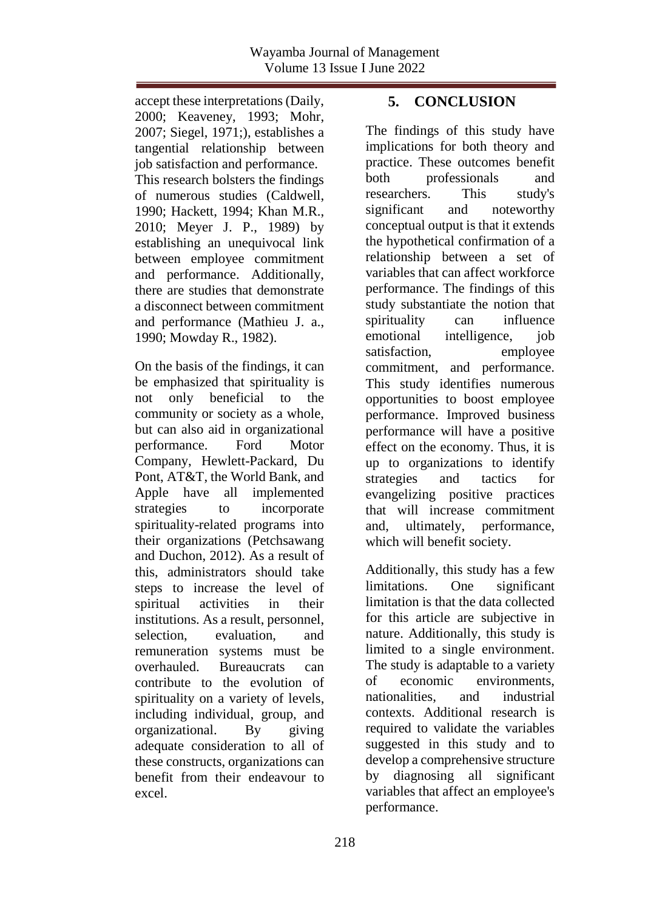accept these interpretations (Daily, 2000; Keaveney, 1993; Mohr, 2007; Siegel, 1971;), establishes a tangential relationship between job satisfaction and performance. This research bolsters the findings of numerous studies (Caldwell, 1990; Hackett, 1994; Khan M.R., 2010; Meyer J. P., 1989) by establishing an unequivocal link between employee commitment and performance. Additionally, there are studies that demonstrate a disconnect between commitment and performance (Mathieu J. a., 1990; Mowday R., 1982).

On the basis of the findings, it can be emphasized that spirituality is not only beneficial to the community or society as a whole, but can also aid in organizational performance. Ford Motor Company, Hewlett-Packard, Du Pont, AT&T, the World Bank, and Apple have all implemented strategies to incorporate spirituality-related programs into their organizations (Petchsawang and Duchon, 2012). As a result of this, administrators should take steps to increase the level of spiritual activities in their institutions. As a result, personnel, selection, evaluation, and remuneration systems must be overhauled. Bureaucrats can contribute to the evolution of spirituality on a variety of levels, including individual, group, and organizational. By giving adequate consideration to all of these constructs, organizations can benefit from their endeavour to excel.

## 5. CONCLUSION

The findings of this study have implications for both theory and practice. These outcomes benefit both professionals and researchers. This study's significant and noteworthy conceptual output is that it extends the hypothetical confirmation of a relationship between a set of variables that can affect workforce performance. The findings of this study substantiate the notion that spirituality can influence emotional intelligence, job satisfaction, employee commitment, and performance. This study identifies numerous opportunities to boost employee performance. Improved business performance will have a positive effect on the economy. Thus, it is up to organizations to identify strategies and tactics for evangelizing positive practices that will increase commitment and, ultimately, performance, which will benefit society.

Additionally, this study has a few limitations. One significant limitation is that the data collected for this article are subjective in nature. Additionally, this study is limited to a single environment. The study is adaptable to a variety of economic environments, nationalities, and industrial contexts. Additional research is required to validate the variables suggested in this study and to develop a comprehensive structure by diagnosing all significant variables that affect an employee's performance.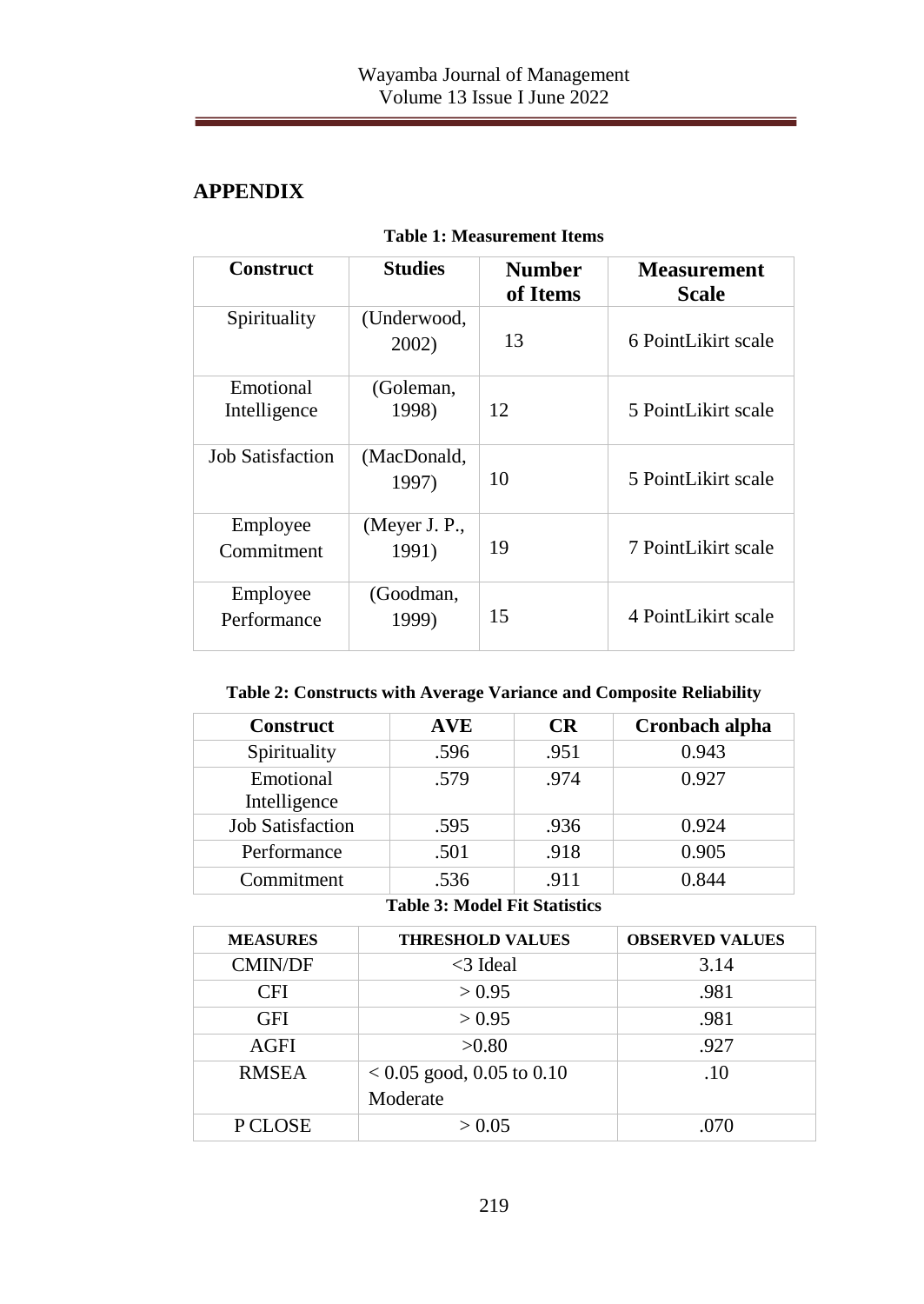## APPENDIX

**Table 1: Measurement Items**

| Construct | Studies | Number of Items | Measurement Scale |
|---|---|---|---|
| Spirituality | (Underwood, 2002) | 13 | 6 PointLikirt scale |
| Emotional Intelligence | (Goleman, 1998) | 12 | 5 PointLikirt scale |
| Job Satisfaction | (MacDonald, 1997) | 10 | 5 PointLikirt scale |
| Employee Commitment | (Meyer J. P., 1991) | 19 | 7 PointLikirt scale |
| Employee Performance | (Goodman, 1999) | 15 | 4 PointLikirt scale |

**Table 2: Constructs with Average Variance and Composite Reliability**

| Construct | AVE | CR | Cronbach alpha |
|---|---|---|---|
| Spirituality | .596 | .951 | 0.943 |
| Emotional Intelligence | .579 | .974 | 0.927 |
| Job Satisfaction | .595 | .936 | 0.924 |
| Performance | .501 | .918 | 0.905 |
| Commitment | .536 | .911 | 0.844 |

**Table 3: Model Fit Statistics**

| MEASURES | THRESHOLD VALUES | OBSERVED VALUES |
|---|---|---|
| CMIN/DF | <3 Ideal | 3.14 |
| CFI | > 0.95 | .981 |
| GFI | > 0.95 | .981 |
| AGFI | >0.80 | .927 |
| RMSEA | < 0.05 good, 0.05 to 0.10 Moderate | .10 |
| P CLOSE | > 0.05 | .070 |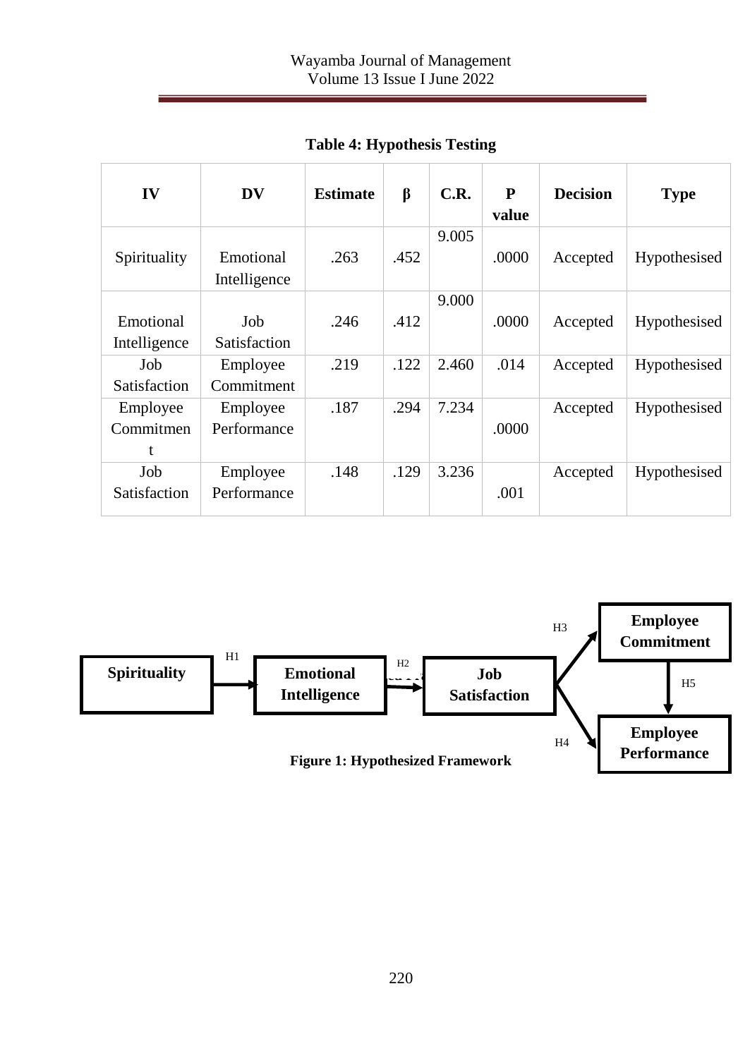**Table 4: Hypothesis Testing**

| IV | DV | Estimate | β | C.R. | P value | Decision | Type |
|---|---|---|---|---|---|---|---|
| Spirituality | Emotional Intelligence | .263 | .452 | 9.005 | .0000 | Accepted | Hypothesised |
| Emotional Intelligence | Job Satisfaction | .246 | .412 | 9.000 | .0000 | Accepted | Hypothesised |
| Job Satisfaction | Employee Commitment | .219 | .122 | 2.460 | .014 | Accepted | Hypothesised |
| Employee Commitment | Employee Performance | .187 | .294 | 7.234 | .0000 | Accepted | Hypothesised |
| Job Satisfaction | Employee Performance | .148 | .129 | 3.236 | .001 | Accepted | Hypothesised |

Spirituality —H1→ Emotional Intelligence —H2→ Job Satisfaction —H3→ Employee Commitment; Job Satisfaction —H4→ Employee Performance; Employee Commitment —H5→ Employee Performance

**Figure 1: Hypothesized Framework**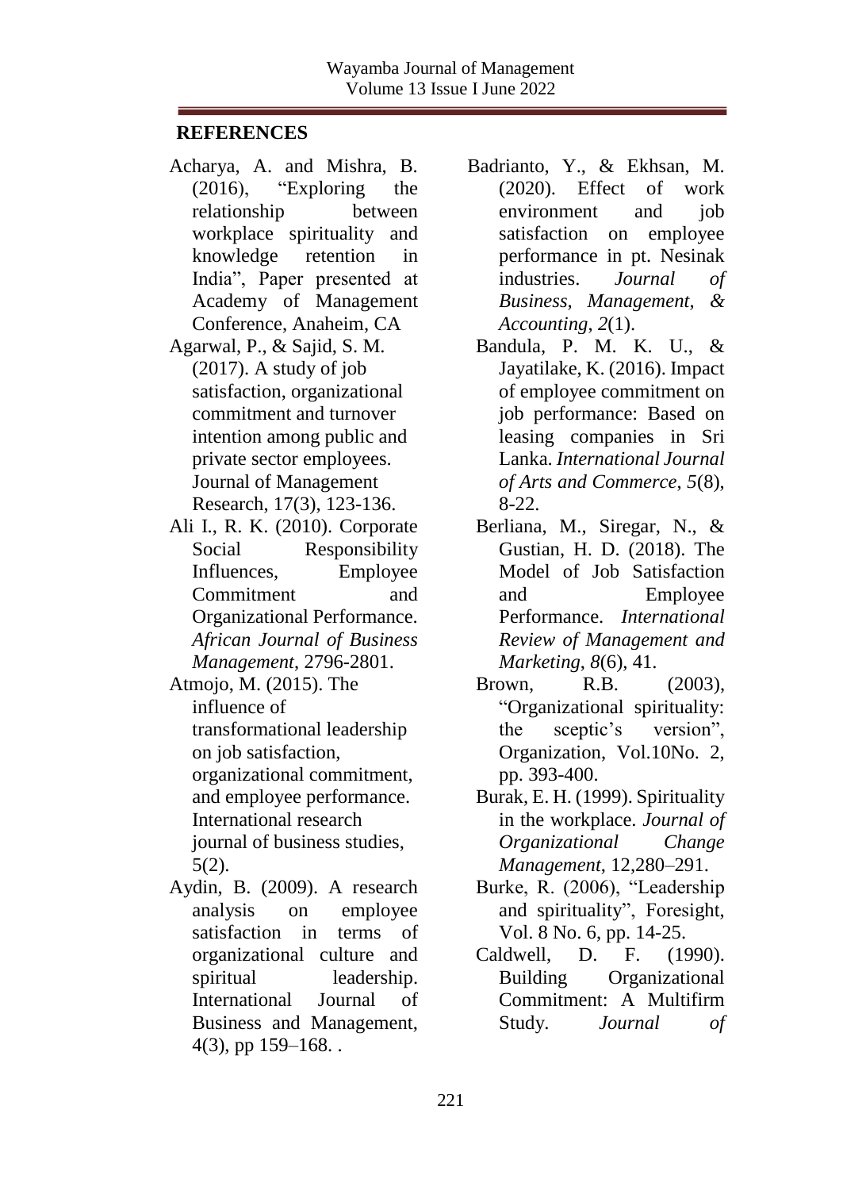## REFERENCES

Acharya, A. and Mishra, B. (2016), "Exploring the relationship between workplace spirituality and knowledge retention in India", Paper presented at Academy of Management Conference, Anaheim, CA

Agarwal, P., & Sajid, S. M. (2017). A study of job satisfaction, organizational commitment and turnover intention among public and private sector employees. Journal of Management Research, 17(3), 123-136.

Ali I., R. K. (2010). Corporate Social Responsibility Influences, Employee Commitment and Organizational Performance. *African Journal of Business Management*, 2796-2801.

Atmojo, M. (2015). The influence of transformational leadership on job satisfaction, organizational commitment, and employee performance. International research journal of business studies, 5(2).

Aydin, B. (2009). A research analysis on employee satisfaction in terms of organizational culture and spiritual leadership. International Journal of Business and Management, 4(3), pp 159–168. .

Badrianto, Y., & Ekhsan, M. (2020). Effect of work environment and job satisfaction on employee performance in pt. Nesinak industries. *Journal of Business, Management, & Accounting*, *2*(1).

Bandula, P. M. K. U., & Jayatilake, K. (2016). Impact of employee commitment on job performance: Based on leasing companies in Sri Lanka. *International Journal of Arts and Commerce*, *5*(8), 8-22.

Berliana, M., Siregar, N., & Gustian, H. D. (2018). The Model of Job Satisfaction and Employee Performance. *International Review of Management and Marketing*, *8*(6), 41.

Brown, R.B. (2003), "Organizational spirituality: the sceptic's version", Organization, Vol.10No. 2, pp. 393-400.

Burak, E. H. (1999). Spirituality in the workplace. *Journal of Organizational Change Management*, 12,280–291.

Burke, R. (2006), "Leadership and spirituality", Foresight, Vol. 8 No. 6, pp. 14-25.

Caldwell, D. F. (1990). Building Organizational Commitment: A Multifirm Study. *Journal of*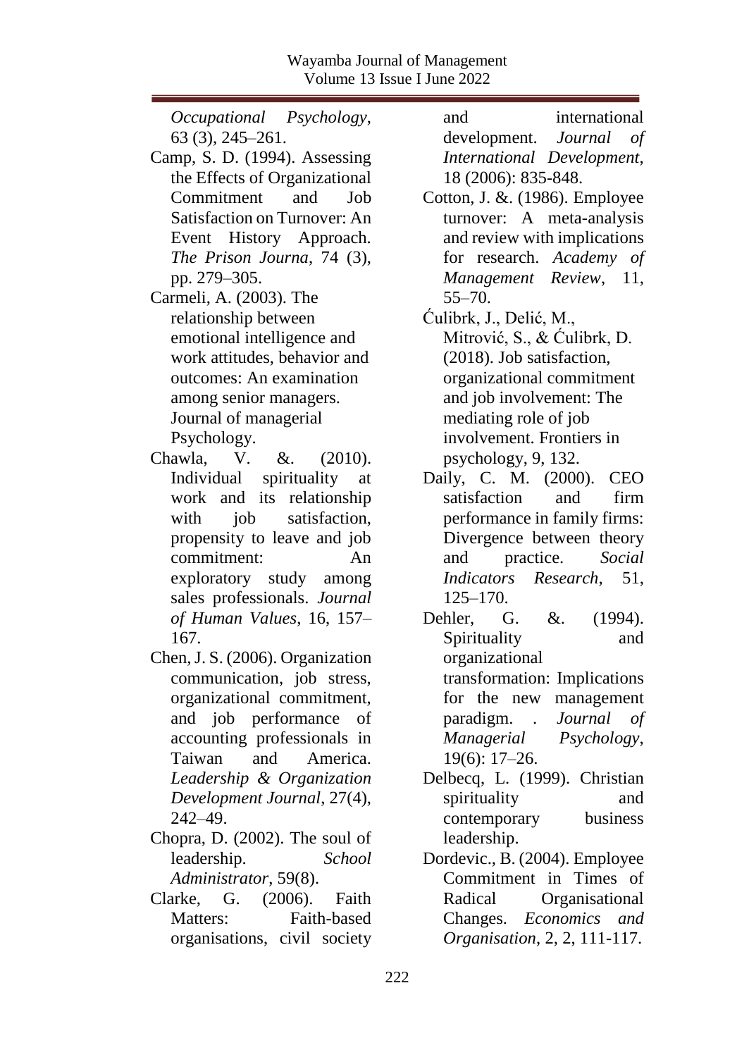*Occupational Psychology*, 63 (3), 245–261.

Camp, S. D. (1994). Assessing the Effects of Organizational Commitment and Job Satisfaction on Turnover: An Event History Approach. *The Prison Journa*, 74 (3), pp. 279–305.

Carmeli, A. (2003). The relationship between emotional intelligence and work attitudes, behavior and outcomes: An examination among senior managers. Journal of managerial Psychology.

Chawla, V. &. (2010). Individual spirituality at work and its relationship with job satisfaction, propensity to leave and job commitment: An exploratory study among sales professionals. *Journal of Human Values*, 16, 157–167.

Chen, J. S. (2006). Organization communication, job stress, organizational commitment, and job performance of accounting professionals in Taiwan and America. *Leadership & Organization Development Journal*, 27(4), 242–49.

Chopra, D. (2002). The soul of leadership. *School Administrator*, 59(8).

Clarke, G. (2006). Faith Matters: Faith-based organisations, civil society and international development. *Journal of International Development*, 18 (2006): 835-848.

Cotton, J. &. (1986). Employee turnover: A meta-analysis and review with implications for research. *Academy of Management Review*, 11, 55–70.

Ćulibrk, J., Delić, M., Mitrović, S., & Ćulibrk, D. (2018). Job satisfaction, organizational commitment and job involvement: The mediating role of job involvement. Frontiers in psychology, 9, 132.

Daily, C. M. (2000). CEO satisfaction and firm performance in family firms: Divergence between theory and practice. *Social Indicators Research*, 51, 125–170.

Dehler, G. &. (1994). Spirituality and organizational transformation: Implications for the new management paradigm. . *Journal of Managerial Psychology*, 19(6): 17–26.

Delbecq, L. (1999). Christian spirituality and contemporary business leadership.

Dordevic., B. (2004). Employee Commitment in Times of Radical Organisational Changes. *Economics and Organisation*, 2, 2, 111-117.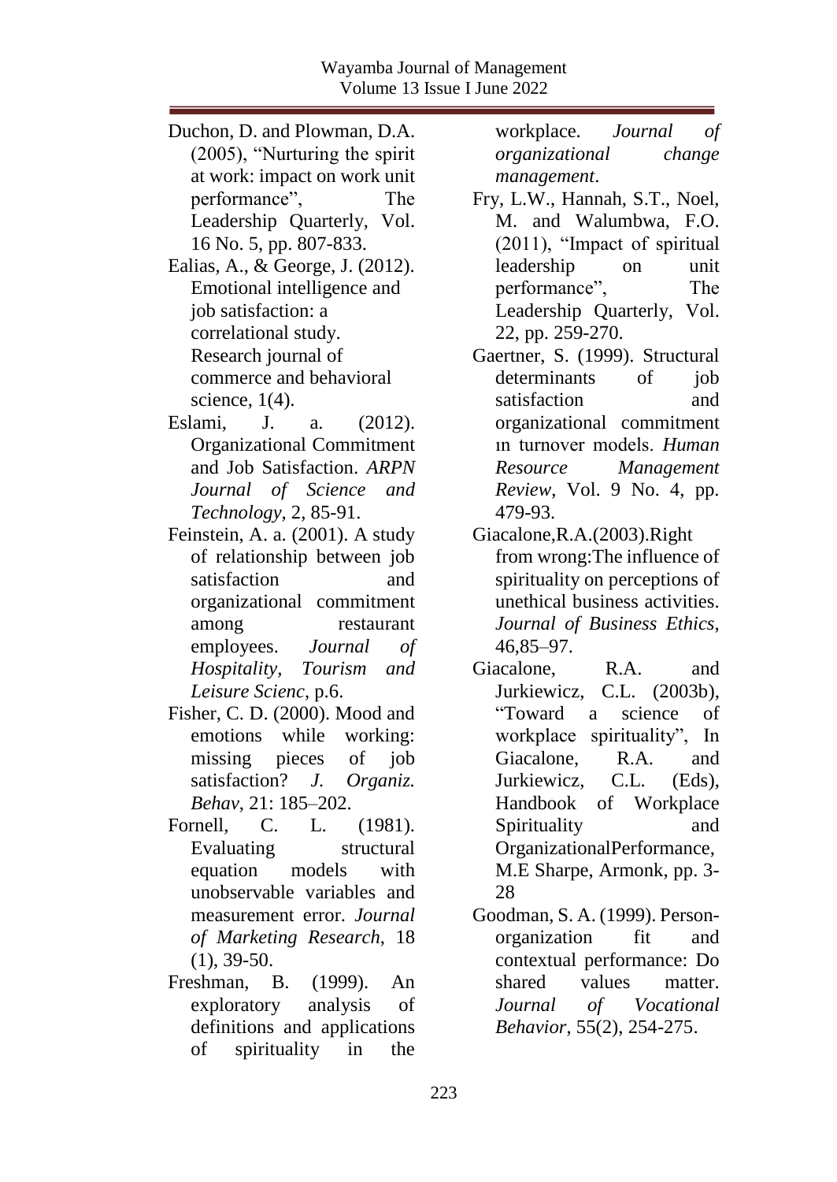Duchon, D. and Plowman, D.A. (2005), "Nurturing the spirit at work: impact on work unit performance", The Leadership Quarterly, Vol. 16 No. 5, pp. 807-833.

Ealias, A., & George, J. (2012). Emotional intelligence and job satisfaction: a correlational study. Research journal of commerce and behavioral science, 1(4).

Eslami, J. a. (2012). Organizational Commitment and Job Satisfaction. *ARPN Journal of Science and Technology*, 2, 85-91.

Feinstein, A. a. (2001). A study of relationship between job satisfaction and organizational commitment among restaurant employees. *Journal of Hospitality, Tourism and Leisure Scienc*, p.6.

Fisher, C. D. (2000). Mood and emotions while working: missing pieces of job satisfaction? *J. Organiz. Behav*, 21: 185–202.

Fornell, C. L. (1981). Evaluating structural equation models with unobservable variables and measurement error. *Journal of Marketing Research*, 18 (1), 39-50.

Freshman, B. (1999). An exploratory analysis of definitions and applications of spirituality in the workplace. *Journal of organizational change management*.

Fry, L.W., Hannah, S.T., Noel, M. and Walumbwa, F.O. (2011), "Impact of spiritual leadership on unit performance", The Leadership Quarterly, Vol. 22, pp. 259-270.

Gaertner, S. (1999). Structural determinants of job satisfaction and organizational commitment ın turnover models. *Human Resource Management Review*, Vol. 9 No. 4, pp. 479-93.

Giacalone,R.A.(2003).Right from wrong:The influence of spirituality on perceptions of unethical business activities. *Journal of Business Ethics*, 46,85–97.

Giacalone, R.A. and Jurkiewicz, C.L. (2003b), "Toward a science of workplace spirituality", In Giacalone, R.A. and Jurkiewicz, C.L. (Eds), Handbook of Workplace Spirituality and OrganizationalPerformance, M.E Sharpe, Armonk, pp. 3-28

Goodman, S. A. (1999). Person-organization fit and contextual performance: Do shared values matter. *Journal of Vocational Behavior*, 55(2), 254-275.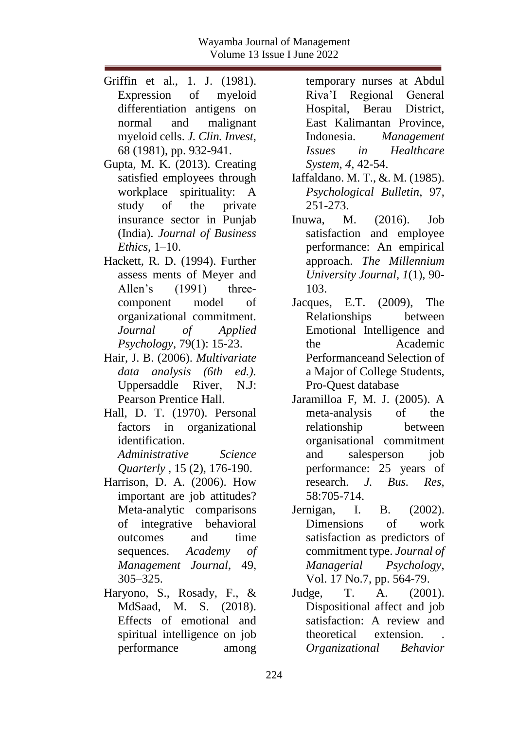Griffin et al., 1. J. (1981). Expression of myeloid differentiation antigens on normal and malignant myeloid cells. *J. Clin. Invest*, 68 (1981), pp. 932-941.

Gupta, M. K. (2013). Creating satisfied employees through workplace spirituality: A study of the private insurance sector in Punjab (India). *Journal of Business Ethics*, 1–10.

Hackett, R. D. (1994). Further assess ments of Meyer and Allen's (1991) three-component model of organizational commitment. *Journal of Applied Psychology*, 79(1): 15-23.

Hair, J. B. (2006). *Multivariate data analysis (6th ed.).* Uppersaddle River, N.J: Pearson Prentice Hall.

Hall, D. T. (1970). Personal factors in organizational identification. *Administrative Science Quarterly* , 15 (2), 176-190.

Harrison, D. A. (2006). How important are job attitudes? Meta-analytic comparisons of integrative behavioral outcomes and time sequences. *Academy of Management Journal*, 49, 305–325.

Haryono, S., Rosady, F., & MdSaad, M. S. (2018). Effects of emotional and spiritual intelligence on job performance among temporary nurses at Abdul Riva'I Regional General Hospital, Berau District, East Kalimantan Province, Indonesia. *Management Issues in Healthcare System*, *4*, 42-54.

Iaffaldano. M. T., &. M. (1985). *Psychological Bulletin*, 97, 251-273.

Inuwa, M. (2016). Job satisfaction and employee performance: An empirical approach. *The Millennium University Journal*, *1*(1), 90-103.

Jacques, E.T. (2009), The Relationships between Emotional Intelligence and the Academic Performanceand Selection of a Major of College Students, Pro-Quest database

Jaramilloa F, M. J. (2005). A meta-analysis of the relationship between organisational commitment and salesperson job performance: 25 years of research. *J. Bus. Res*, 58:705-714.

Jernigan, I. B. (2002). Dimensions of work satisfaction as predictors of commitment type. *Journal of Managerial Psychology*, Vol. 17 No.7, pp. 564-79.

Judge, T. A. (2001). Dispositional affect and job satisfaction: A review and theoretical extension. . *Organizational Behavior*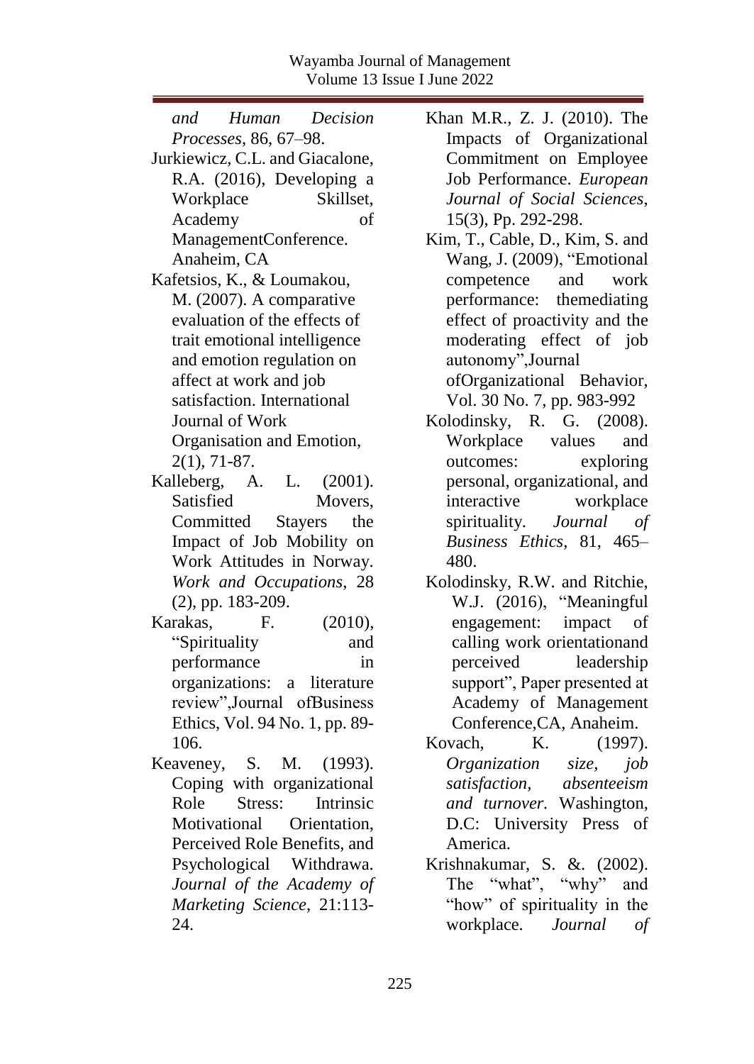*and Human Decision Processes*, 86, 67–98.

Jurkiewicz, C.L. and Giacalone, R.A. (2016), Developing a Workplace Skillset, Academy of ManagementConference. Anaheim, CA

Kafetsios, K., & Loumakou, M. (2007). A comparative evaluation of the effects of trait emotional intelligence and emotion regulation on affect at work and job satisfaction. International Journal of Work Organisation and Emotion, 2(1), 71-87.

Kalleberg, A. L. (2001). Satisfied Movers, Committed Stayers the Impact of Job Mobility on Work Attitudes in Norway. *Work and Occupations*, 28 (2), pp. 183-209.

Karakas, F. (2010), "Spirituality and performance in organizations: a literature review",Journal ofBusiness Ethics, Vol. 94 No. 1, pp. 89-106.

Keaveney, S. M. (1993). Coping with organizational Role Stress: Intrinsic Motivational Orientation, Perceived Role Benefits, and Psychological Withdrawa. *Journal of the Academy of Marketing Science*, 21:113-24.

Khan M.R., Z. J. (2010). The Impacts of Organizational Commitment on Employee Job Performance. *European Journal of Social Sciences*, 15(3), Pp. 292-298.

Kim, T., Cable, D., Kim, S. and Wang, J. (2009), "Emotional competence and work performance: themediating effect of proactivity and the moderating effect of job autonomy",Journal ofOrganizational Behavior, Vol. 30 No. 7, pp. 983-992

Kolodinsky, R. G. (2008). Workplace values and outcomes: exploring personal, organizational, and interactive workplace spirituality. *Journal of Business Ethics*, 81, 465–480.

Kolodinsky, R.W. and Ritchie, W.J. (2016), "Meaningful engagement: impact of calling work orientationand perceived leadership support", Paper presented at Academy of Management Conference,CA, Anaheim.

Kovach, K. (1997). *Organization size, job satisfaction, absenteeism and turnover.* Washington, D.C: University Press of America.

Krishnakumar, S. &. (2002). The "what", "why" and "how" of spirituality in the workplace. *Journal of*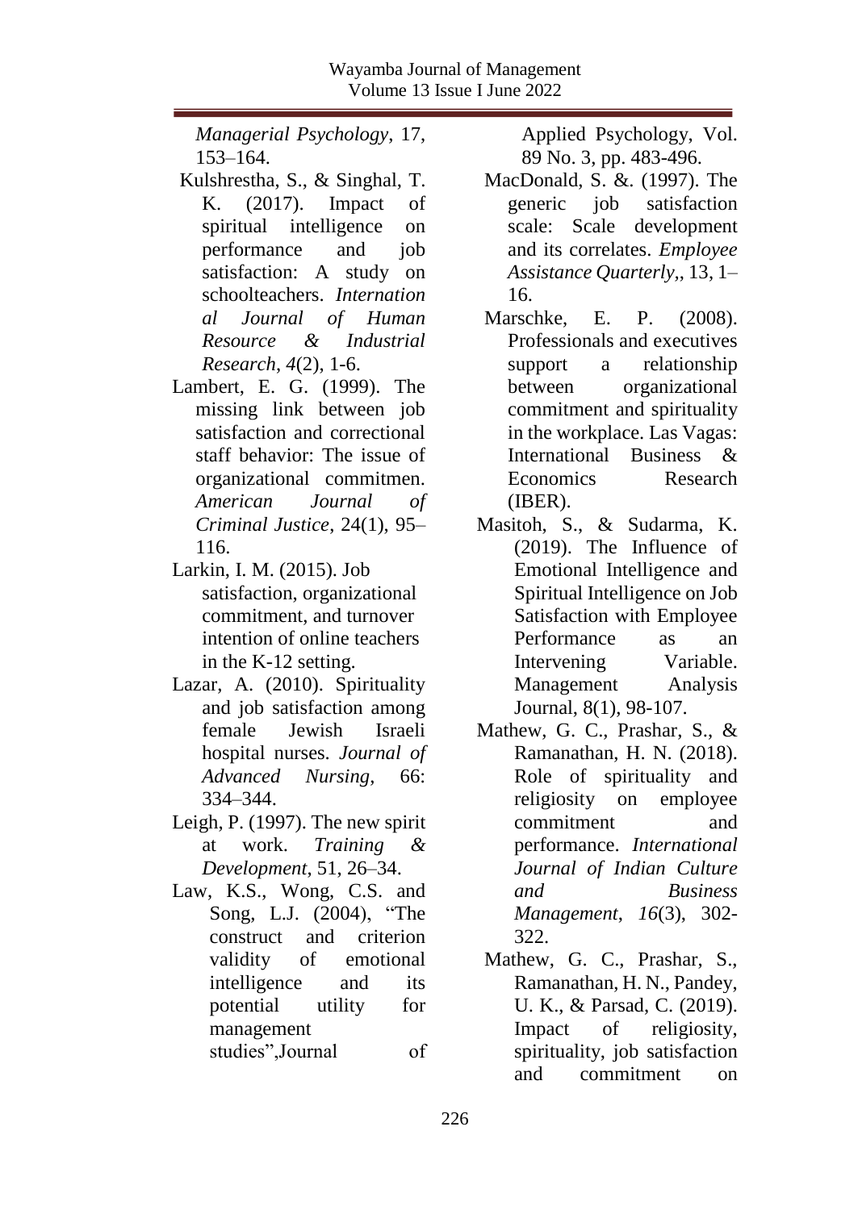*Managerial Psychology*, 17, 153–164.

Kulshrestha, S., & Singhal, T. K. (2017). Impact of spiritual intelligence on performance and job satisfaction: A study on schoolteachers. *International Journal of Human Resource & Industrial Research*, *4*(2), 1-6.

Lambert, E. G. (1999). The missing link between job satisfaction and correctional staff behavior: The issue of organizational commitmen. *American Journal of Criminal Justice*, 24(1), 95–116.

Larkin, I. M. (2015). Job satisfaction, organizational commitment, and turnover intention of online teachers in the K-12 setting.

Lazar, A. (2010). Spirituality and job satisfaction among female Jewish Israeli hospital nurses. *Journal of Advanced Nursing*, 66: 334–344.

Leigh, P. (1997). The new spirit at work. *Training & Development*, 51, 26–34.

Law, K.S., Wong, C.S. and Song, L.J. (2004), "The construct and criterion validity of emotional intelligence and its potential utility for management studies",Journal of Applied Psychology, Vol. 89 No. 3, pp. 483-496.

MacDonald, S. &. (1997). The generic job satisfaction scale: Scale development and its correlates. *Employee Assistance Quarterly*,, 13, 1–16.

Marschke, E. P. (2008). Professionals and executives support a relationship between organizational commitment and spirituality in the workplace. Las Vagas: International Business & Economics Research (IBER).

Masitoh, S., & Sudarma, K. (2019). The Influence of Emotional Intelligence and Spiritual Intelligence on Job Satisfaction with Employee Performance as an Intervening Variable. Management Analysis Journal, 8(1), 98-107.

Mathew, G. C., Prashar, S., & Ramanathan, H. N. (2018). Role of spirituality and religiosity on employee commitment and performance. *International Journal of Indian Culture and Business Management*, *16*(3), 302-322.

Mathew, G. C., Prashar, S., Ramanathan, H. N., Pandey, U. K., & Parsad, C. (2019). Impact of religiosity, spirituality, job satisfaction and commitment on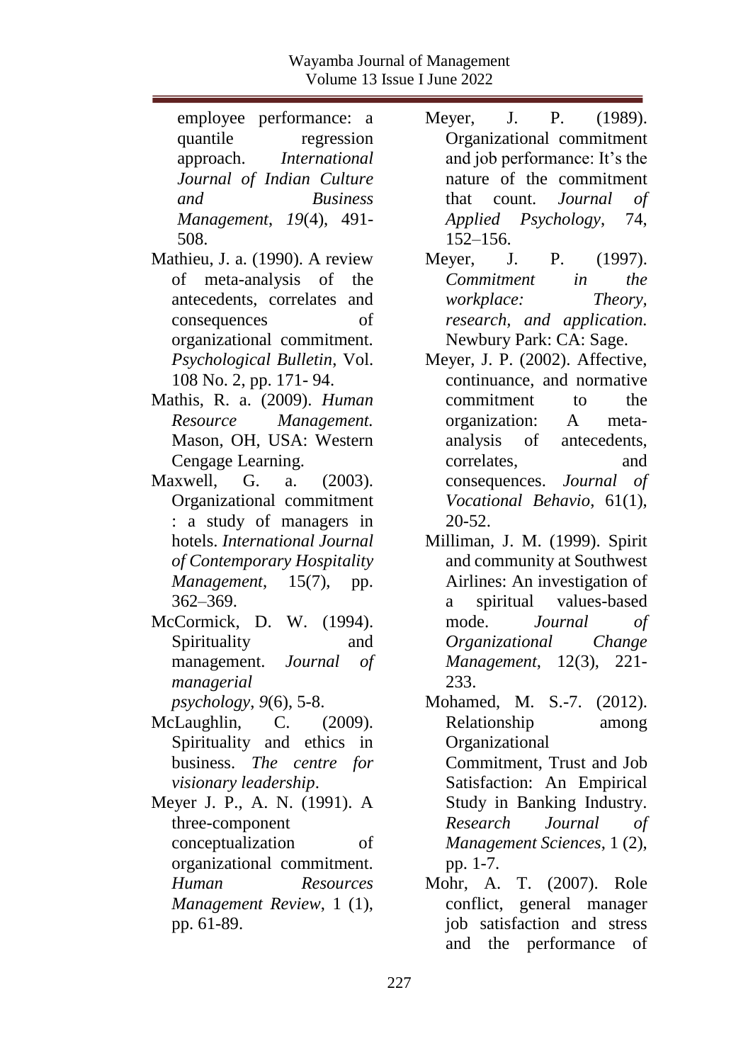employee performance: a quantile regression approach. *International Journal of Indian Culture and Business Management*, *19*(4), 491-508.

Mathieu, J. a. (1990). A review of meta-analysis of the antecedents, correlates and consequences of organizational commitment. *Psychological Bulletin*, Vol. 108 No. 2, pp. 171- 94.

Mathis, R. a. (2009). *Human Resource Management.* Mason, OH, USA: Western Cengage Learning.

Maxwell, G. a. (2003). Organizational commitment : a study of managers in hotels. *International Journal of Contemporary Hospitality Management*, 15(7), pp. 362–369.

McCormick, D. W. (1994). Spirituality and management. *Journal of managerial psychology*, *9*(6), 5-8.

McLaughlin, C. (2009). Spirituality and ethics in business. *The centre for visionary leadership*.

Meyer J. P., A. N. (1991). A three-component conceptualization of organizational commitment. *Human Resources Management Review*, 1 (1), pp. 61-89.

Meyer, J. P. (1989). Organizational commitment and job performance: It's the nature of the commitment that count. *Journal of Applied Psychology*, 74, 152–156.

Meyer, J. P. (1997). *Commitment in the workplace: Theory, research, and application.* Newbury Park: CA: Sage.

Meyer, J. P. (2002). Affective, continuance, and normative commitment to the organization: A meta-analysis of antecedents, correlates, and consequences. *Journal of Vocational Behavio*, 61(1), 20-52.

Milliman, J. M. (1999). Spirit and community at Southwest Airlines: An investigation of a spiritual values-based mode. *Journal of Organizational Change Management*, 12(3), 221-233.

Mohamed, M. S.-7. (2012). Relationship among Organizational Commitment, Trust and Job Satisfaction: An Empirical Study in Banking Industry. *Research Journal of Management Sciences*, 1 (2), pp. 1-7.

Mohr, A. T. (2007). Role conflict, general manager job satisfaction and stress and the performance of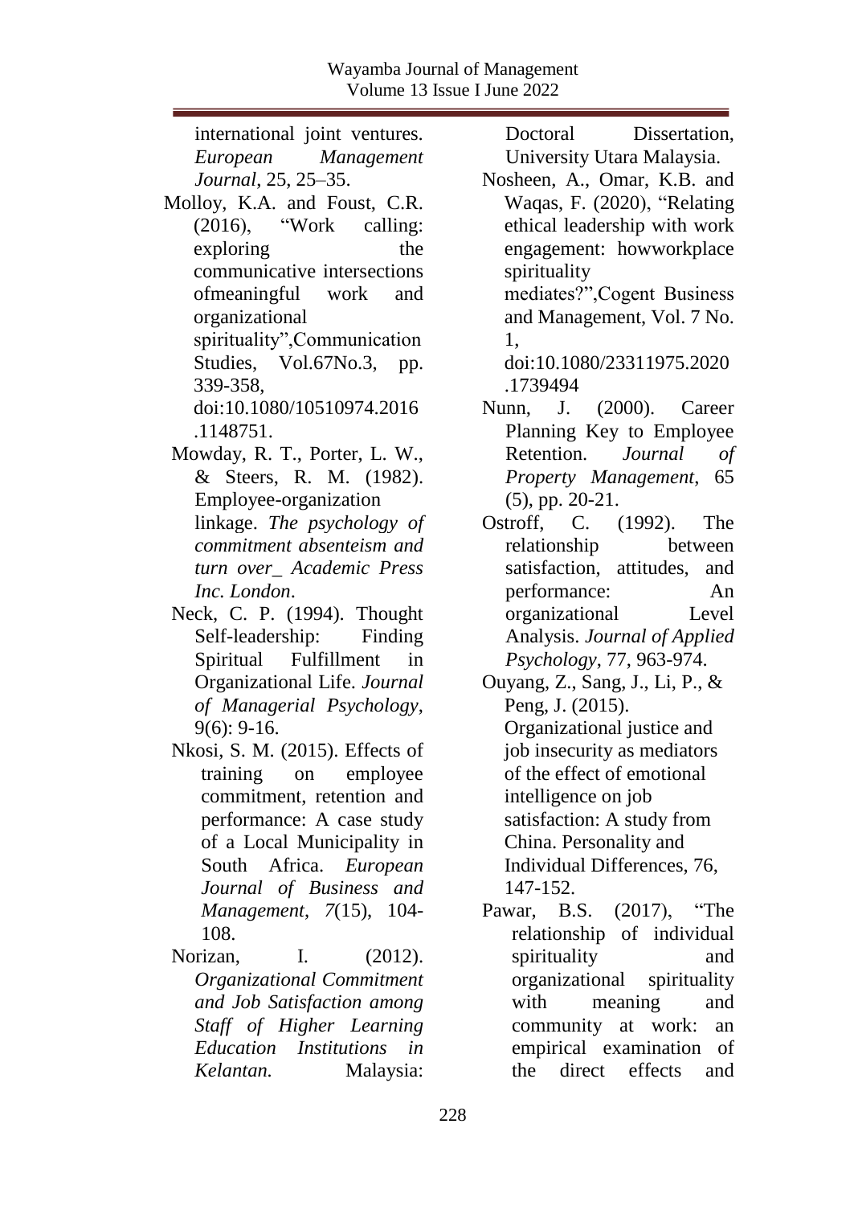international joint ventures. *European Management Journal*, 25, 25–35.

Molloy, K.A. and Foust, C.R. (2016), "Work calling: exploring the communicative intersections ofmeaningful work and organizational spirituality",Communication Studies, Vol.67No.3, pp. 339-358, doi:10.1080/10510974.2016.1148751.

Mowday, R. T., Porter, L. W., & Steers, R. M. (1982). Employee-organization linkage. *The psychology of commitment absenteism and turn over_ Academic Press Inc. London*.

Neck, C. P. (1994). Thought Self-leadership: Finding Spiritual Fulfillment in Organizational Life. *Journal of Managerial Psychology*, 9(6): 9-16.

Nkosi, S. M. (2015). Effects of training on employee commitment, retention and performance: A case study of a Local Municipality in South Africa. *European Journal of Business and Management*, *7*(15), 104-108.

Norizan, I. (2012). *Organizational Commitment and Job Satisfaction among Staff of Higher Learning Education Institutions in Kelantan.* Malaysia: Doctoral Dissertation, University Utara Malaysia.

Nosheen, A., Omar, K.B. and Waqas, F. (2020), "Relating ethical leadership with work engagement: howworkplace spirituality mediates?",Cogent Business and Management, Vol. 7 No. 1, doi:10.1080/23311975.2020.1739494

Nunn, J. (2000). Career Planning Key to Employee Retention. *Journal of Property Management*, 65 (5), pp. 20-21.

Ostroff, C. (1992). The relationship between satisfaction, attitudes, and performance: An organizational Level Analysis. *Journal of Applied Psychology*, 77, 963-974.

Ouyang, Z., Sang, J., Li, P., & Peng, J. (2015). Organizational justice and job insecurity as mediators of the effect of emotional intelligence on job satisfaction: A study from China. Personality and Individual Differences, 76, 147-152.

Pawar, B.S. (2017), "The relationship of individual spirituality and organizational spirituality with meaning and community at work: an empirical examination of the direct effects and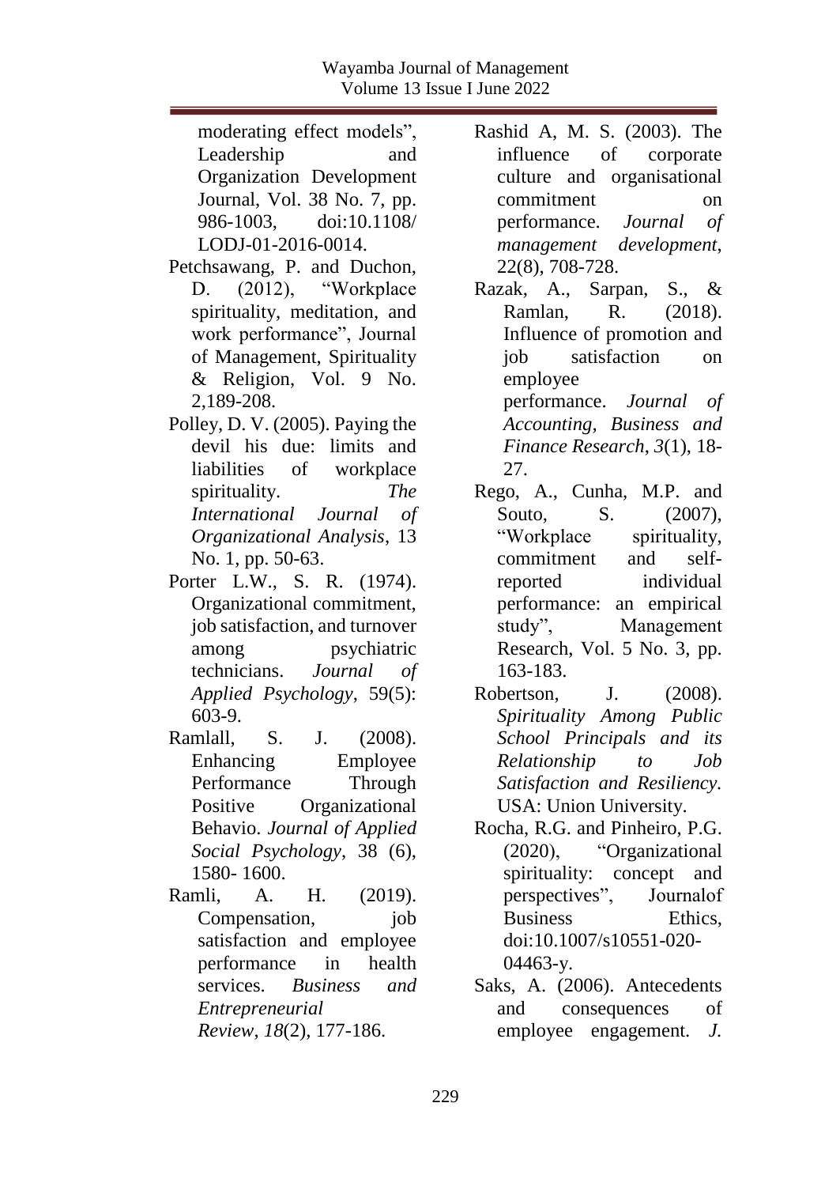moderating effect models", Leadership and Organization Development Journal, Vol. 38 No. 7, pp. 986-1003, doi:10.1108/ LODJ-01-2016-0014.

Petchsawang, P. and Duchon, D. (2012), "Workplace spirituality, meditation, and work performance", Journal of Management, Spirituality & Religion, Vol. 9 No. 2,189-208.

Polley, D. V. (2005). Paying the devil his due: limits and liabilities of workplace spirituality. *The International Journal of Organizational Analysis*, 13 No. 1, pp. 50-63.

Porter L.W., S. R. (1974). Organizational commitment, job satisfaction, and turnover among psychiatric technicians. *Journal of Applied Psychology*, 59(5): 603-9.

Ramlall, S. J. (2008). Enhancing Employee Performance Through Positive Organizational Behavio. *Journal of Applied Social Psychology*, 38 (6), 1580- 1600.

Ramli, A. H. (2019). Compensation, job satisfaction and employee performance in health services. *Business and Entrepreneurial Review*, *18*(2), 177-186.

Rashid A, M. S. (2003). The influence of corporate culture and organisational commitment on performance. *Journal of management development*, 22(8), 708-728.

Razak, A., Sarpan, S., & Ramlan, R. (2018). Influence of promotion and job satisfaction on employee performance. *Journal of Accounting, Business and Finance Research*, *3*(1), 18-27.

Rego, A., Cunha, M.P. and Souto, S. (2007), "Workplace spirituality, commitment and self-reported individual performance: an empirical study", Management Research, Vol. 5 No. 3, pp. 163-183.

Robertson, J. (2008). *Spirituality Among Public School Principals and its Relationship to Job Satisfaction and Resiliency.* USA: Union University.

Rocha, R.G. and Pinheiro, P.G. (2020), "Organizational spirituality: concept and perspectives", Journalof Business Ethics, doi:10.1007/s10551-020-04463-y.

Saks, A. (2006). Antecedents and consequences of employee engagement. *J.*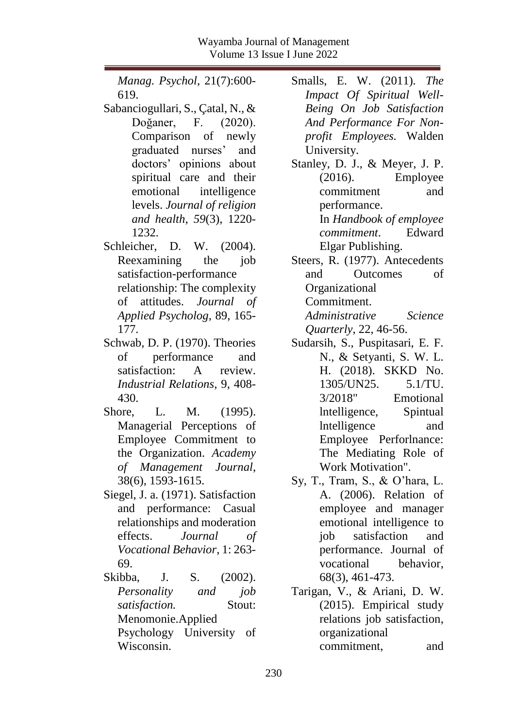*Manag. Psychol*, 21(7):600-619.

Sabanciogullari, S., Çatal, N., & Doğaner, F. (2020). Comparison of newly graduated nurses' and doctors' opinions about spiritual care and their emotional intelligence levels. *Journal of religion and health*, *59*(3), 1220-1232.

Schleicher, D. W. (2004). Reexamining the job satisfaction-performance relationship: The complexity of attitudes. *Journal of Applied Psycholog*, 89, 165-177.

Schwab, D. P. (1970). Theories of performance and satisfaction: A review. *Industrial Relations*, 9, 408-430.

Shore, L. M. (1995). Managerial Perceptions of Employee Commitment to the Organization. *Academy of Management Journal*, 38(6), 1593-1615.

Siegel, J. a. (1971). Satisfaction and performance: Casual relationships and moderation effects. *Journal of Vocational Behavior*, 1: 263-69.

Skibba, J. S. (2002). *Personality and job satisfaction.* Stout: Menomonie.Applied Psychology University of Wisconsin.

Smalls, E. W. (2011). *The Impact Of Spiritual Well-Being On Job Satisfaction And Performance For Non-profit Employees.* Walden University.

Stanley, D. J., & Meyer, J. P. (2016). Employee commitment and performance. In *Handbook of employee commitment*. Edward Elgar Publishing.

Steers, R. (1977). Antecedents and Outcomes of Organizational Commitment. *Administrative Science Quarterly*, 22, 46-56.

Sudarsih, S., Puspitasari, E. F. N., & Setyanti, S. W. L. H. (2018). SKKD No. 1305/UN25. 5.1/TU. 3/2018" Emotional lntelligence, Spintual lntelligence and Employee Perforlnance: The Mediating Role of Work Motivation".

Sy, T., Tram, S., & O'hara, L. A. (2006). Relation of employee and manager emotional intelligence to job satisfaction and performance. Journal of vocational behavior, 68(3), 461-473.

Tarigan, V., & Ariani, D. W. (2015). Empirical study relations job satisfaction, organizational commitment, and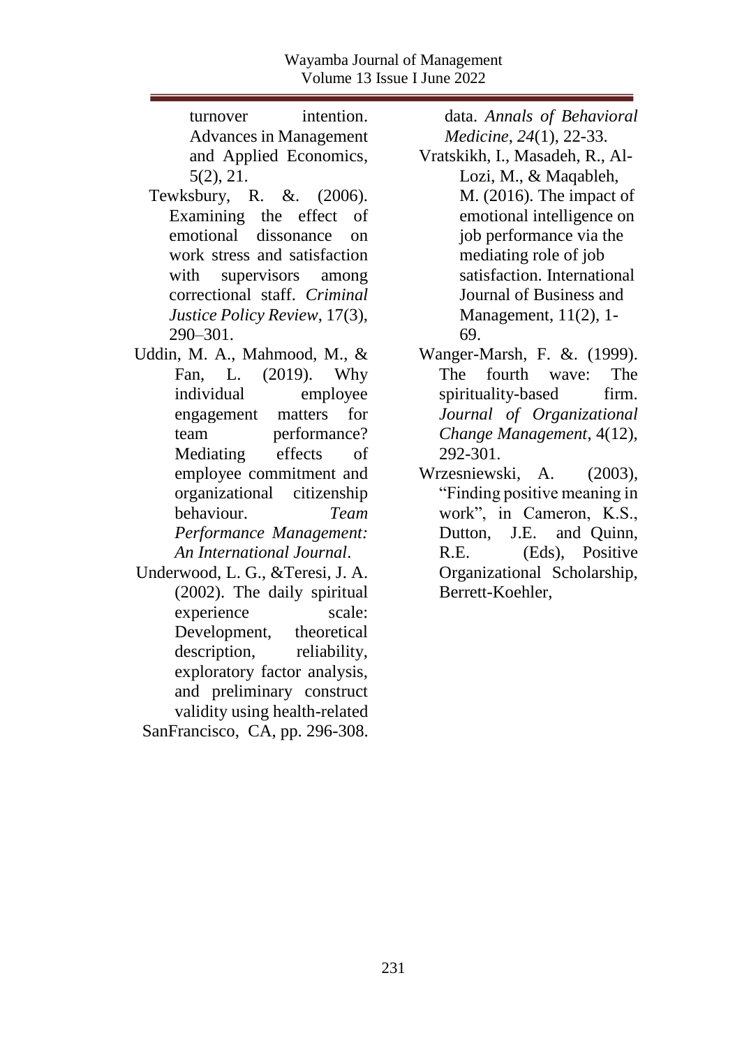turnover intention. Advances in Management and Applied Economics, 5(2), 21.

Tewksbury, R. &. (2006). Examining the effect of emotional dissonance on work stress and satisfaction with supervisors among correctional staff. *Criminal Justice Policy Review*, 17(3), 290–301.

Uddin, M. A., Mahmood, M., & Fan, L. (2019). Why individual employee engagement matters for team performance? Mediating effects of employee commitment and organizational citizenship behaviour. *Team Performance Management: An International Journal*.

Underwood, L. G., &Teresi, J. A. (2002). The daily spiritual experience scale: Development, theoretical description, reliability, exploratory factor analysis, and preliminary construct validity using health-related data. *Annals of Behavioral Medicine*, *24*(1), 22-33.

Vratskikh, I., Masadeh, R., Al-Lozi, M., & Maqableh, M. (2016). The impact of emotional intelligence on job performance via the mediating role of job satisfaction. International Journal of Business and Management, 11(2), 1-69.

Wanger-Marsh, F. &. (1999). The fourth wave: The spirituality-based firm. *Journal of Organizational Change Management*, 4(12), 292-301.

Wrzesniewski, A. (2003), "Finding positive meaning in work", in Cameron, K.S., Dutton, J.E. and Quinn, R.E. (Eds), Positive Organizational Scholarship, Berrett-Koehler, SanFrancisco, CA, pp. 296-308.